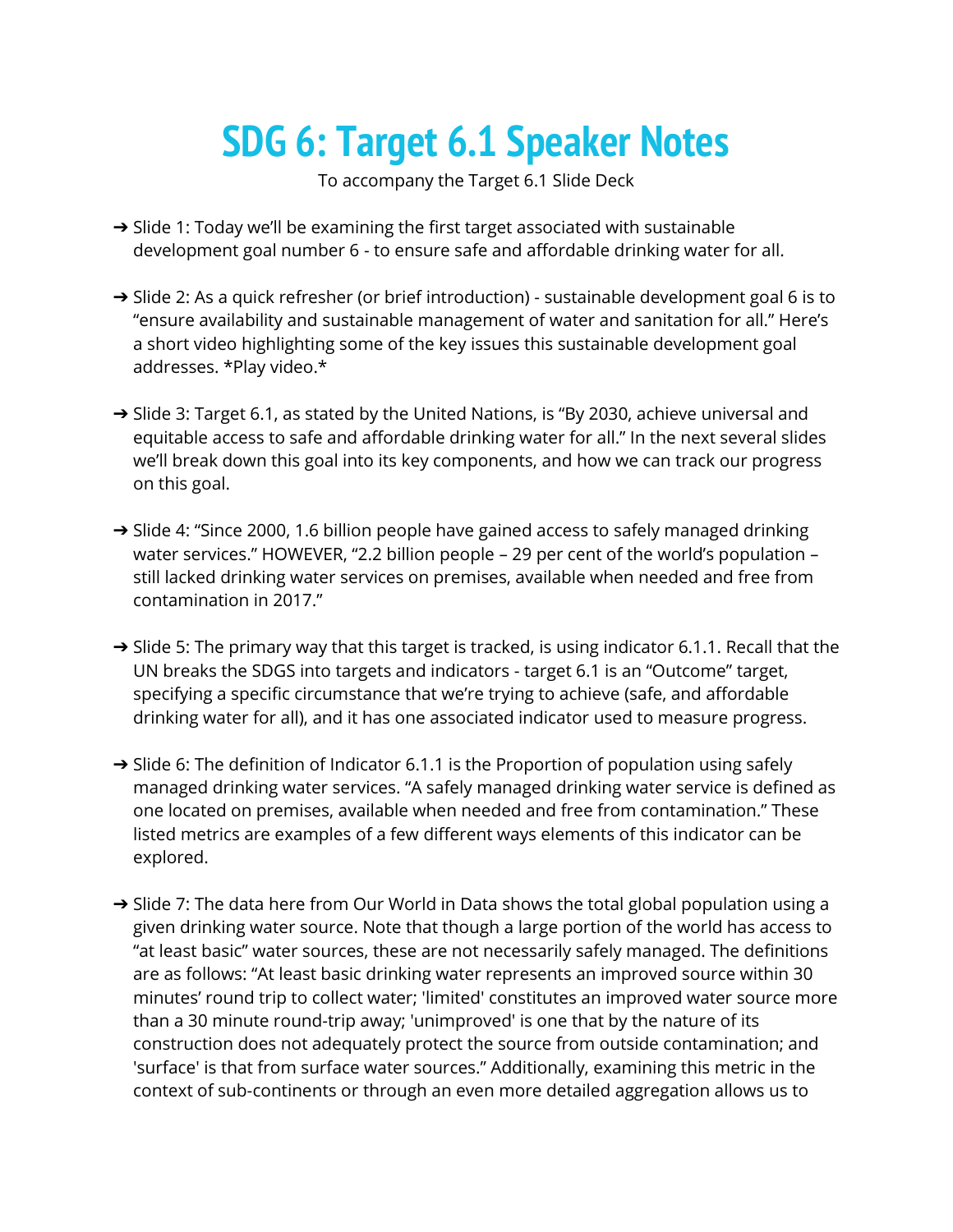# SDG 6: Target 6.1 Speaker Notes

To accompany the Target 6.1 Slide Deck

- ➔ Slide 1: Today we'll be examining the first target associated with sustainable development goal number 6 - to ensure safe and affordable drinking water for all.

- ➔ Slide 2: As a quick refresher (or brief introduction) - sustainable development goal 6 is to "ensure availability and sustainable management of water and sanitation for all." Here's a short video highlighting some of the key issues this sustainable development goal addresses. *Play video.*

- ➔ Slide 3: Target 6.1, as stated by the United Nations, is "By 2030, achieve universal and equitable access to safe and affordable drinking water for all." In the next several slides we'll break down this goal into its key components, and how we can track our progress on this goal.

- ➔ Slide 4: "Since 2000, 1.6 billion people have gained access to safely managed drinking water services." HOWEVER, "2.2 billion people – 29 per cent of the world's population – still lacked drinking water services on premises, available when needed and free from contamination in 2017."

- ➔ Slide 5: The primary way that this target is tracked, is using indicator 6.1.1. Recall that the UN breaks the SDGS into targets and indicators - target 6.1 is an "Outcome" target, specifying a specific circumstance that we're trying to achieve (safe, and affordable drinking water for all), and it has one associated indicator used to measure progress.

- ➔ Slide 6: The definition of Indicator 6.1.1 is the Proportion of population using safely managed drinking water services. "A safely managed drinking water service is defined as one located on premises, available when needed and free from contamination." These listed metrics are examples of a few different ways elements of this indicator can be explored.

- ➔ Slide 7: The data here from Our World in Data shows the total global population using a given drinking water source. Note that though a large portion of the world has access to "at least basic" water sources, these are not necessarily safely managed. The definitions are as follows: "At least basic drinking water represents an improved source within 30 minutes' round trip to collect water; 'limited' constitutes an improved water source more than a 30 minute round-trip away; 'unimproved' is one that by the nature of its construction does not adequately protect the source from outside contamination; and 'surface' is that from surface water sources." Additionally, examining this metric in the context of sub-continents or through an even more detailed aggregation allows us to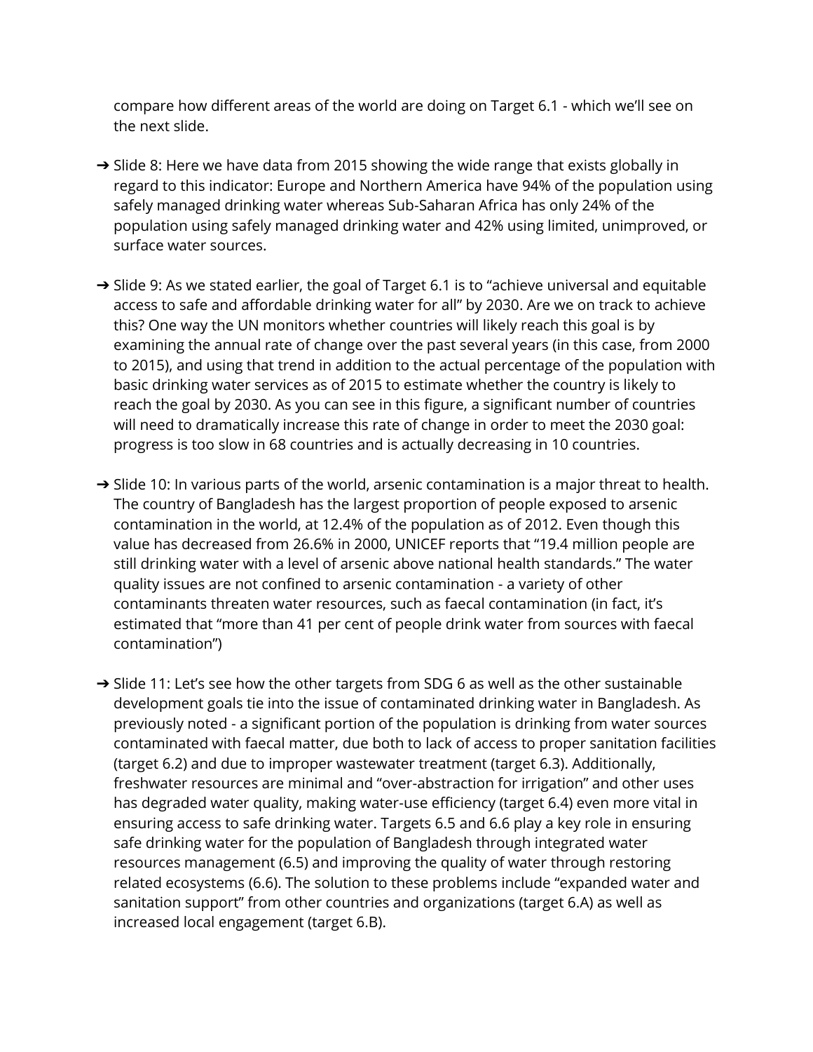compare how different areas of the world are doing on Target 6.1 - which we'll see on the next slide.

- ➔ Slide 8: Here we have data from 2015 showing the wide range that exists globally in regard to this indicator: Europe and Northern America have 94% of the population using safely managed drinking water whereas Sub-Saharan Africa has only 24% of the population using safely managed drinking water and 42% using limited, unimproved, or surface water sources.

- ➔ Slide 9: As we stated earlier, the goal of Target 6.1 is to "achieve universal and equitable access to safe and affordable drinking water for all" by 2030. Are we on track to achieve this? One way the UN monitors whether countries will likely reach this goal is by examining the annual rate of change over the past several years (in this case, from 2000 to 2015), and using that trend in addition to the actual percentage of the population with basic drinking water services as of 2015 to estimate whether the country is likely to reach the goal by 2030. As you can see in this figure, a significant number of countries will need to dramatically increase this rate of change in order to meet the 2030 goal: progress is too slow in 68 countries and is actually decreasing in 10 countries.

- ➔ Slide 10: In various parts of the world, arsenic contamination is a major threat to health. The country of Bangladesh has the largest proportion of people exposed to arsenic contamination in the world, at 12.4% of the population as of 2012. Even though this value has decreased from 26.6% in 2000, UNICEF reports that "19.4 million people are still drinking water with a level of arsenic above national health standards." The water quality issues are not confined to arsenic contamination - a variety of other contaminants threaten water resources, such as faecal contamination (in fact, it's estimated that "more than 41 per cent of people drink water from sources with faecal contamination")

- ➔ Slide 11: Let's see how the other targets from SDG 6 as well as the other sustainable development goals tie into the issue of contaminated drinking water in Bangladesh. As previously noted - a significant portion of the population is drinking from water sources contaminated with faecal matter, due both to lack of access to proper sanitation facilities (target 6.2) and due to improper wastewater treatment (target 6.3). Additionally, freshwater resources are minimal and "over-abstraction for irrigation" and other uses has degraded water quality, making water-use efficiency (target 6.4) even more vital in ensuring access to safe drinking water. Targets 6.5 and 6.6 play a key role in ensuring safe drinking water for the population of Bangladesh through integrated water resources management (6.5) and improving the quality of water through restoring related ecosystems (6.6). The solution to these problems include "expanded water and sanitation support" from other countries and organizations (target 6.A) as well as increased local engagement (target 6.B).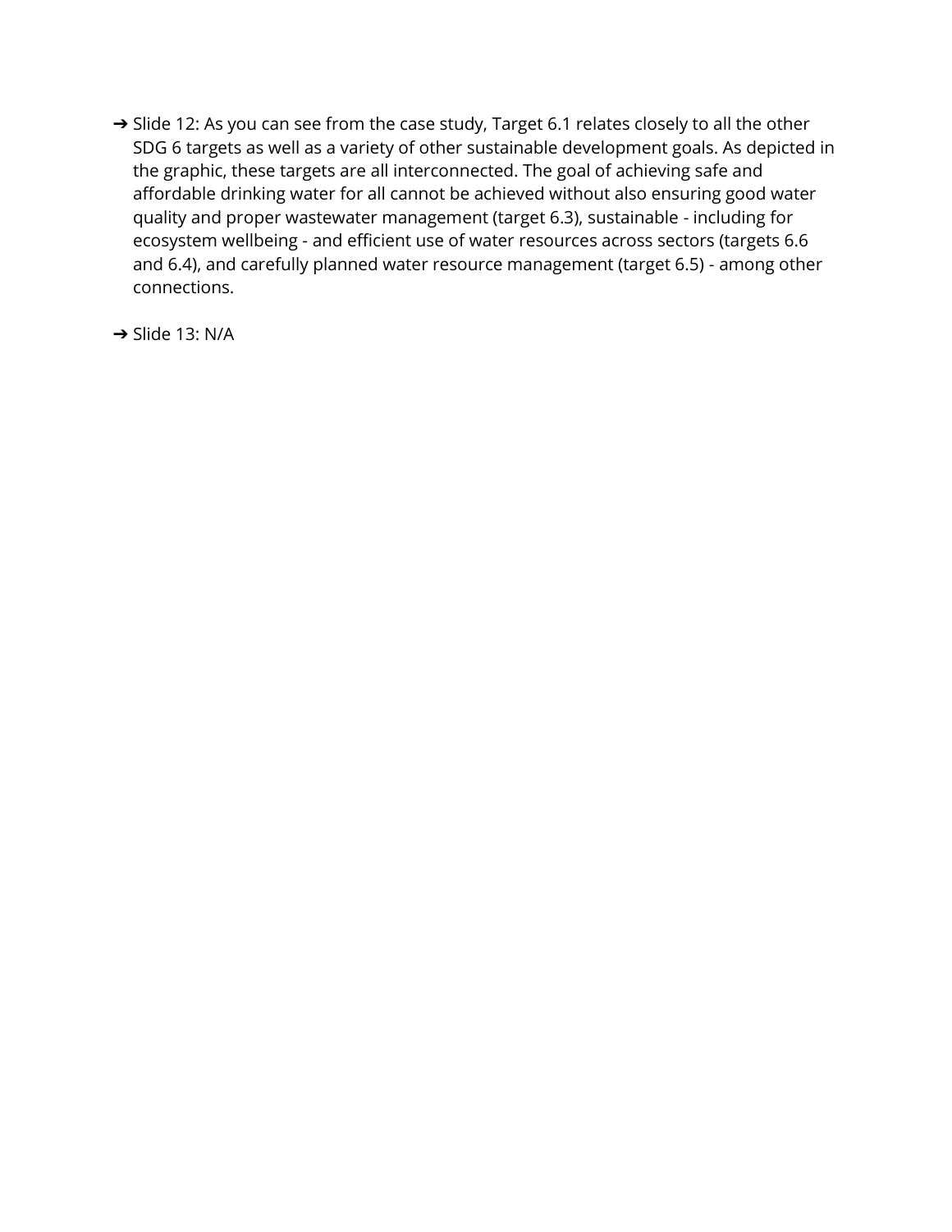- ➔ Slide 12: As you can see from the case study, Target 6.1 relates closely to all the other SDG 6 targets as well as a variety of other sustainable development goals. As depicted in the graphic, these targets are all interconnected. The goal of achieving safe and affordable drinking water for all cannot be achieved without also ensuring good water quality and proper wastewater management (target 6.3), sustainable - including for ecosystem wellbeing - and efficient use of water resources across sectors (targets 6.6 and 6.4), and carefully planned water resource management (target 6.5) - among other connections.

- ➔ Slide 13: N/A